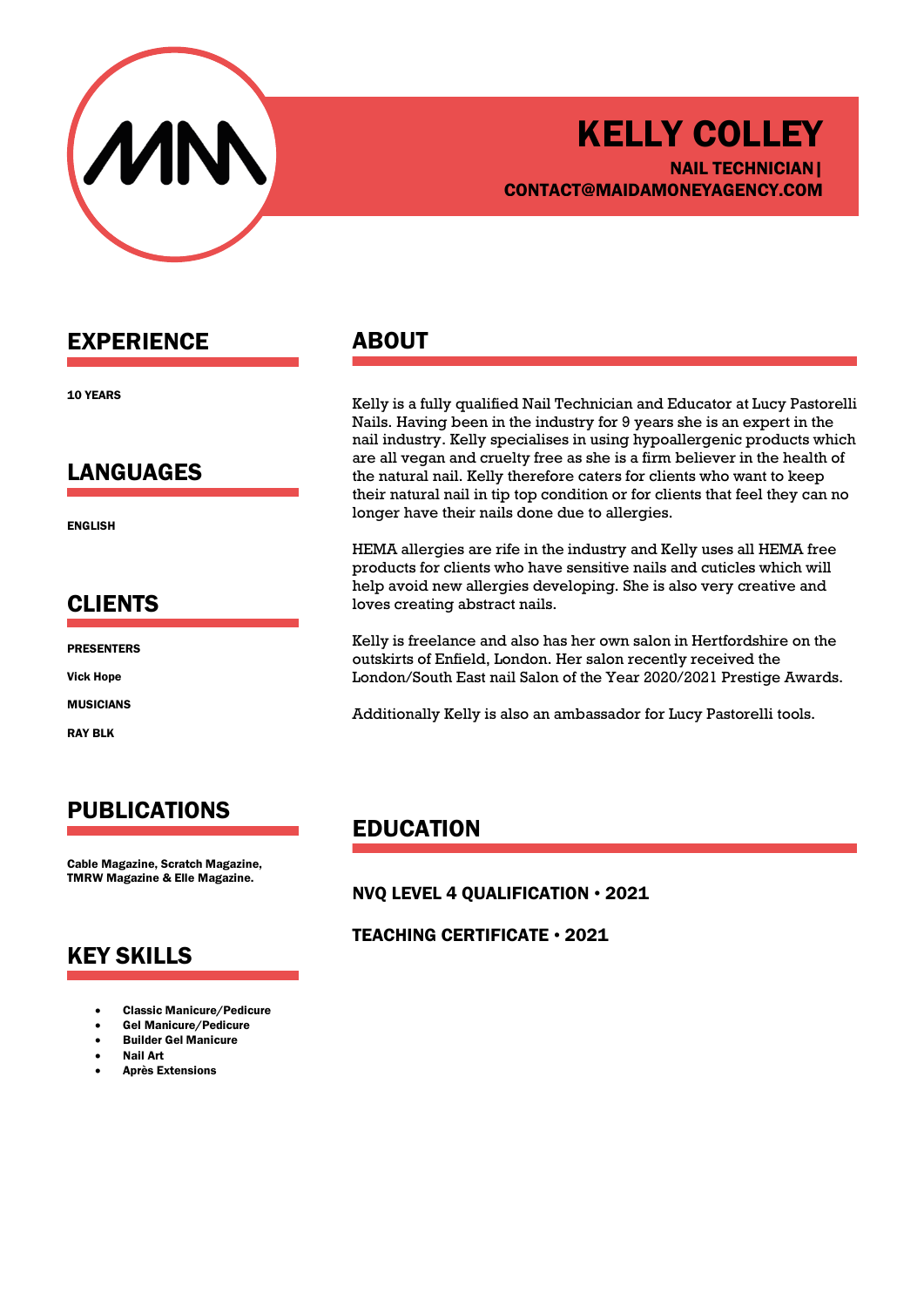# KELLY COLLEY

**NAIL TECHNICIAN | CONTACT@MAIDAMONEYAGENCY.COM**

## EXPERIENCE

**10 YEARS**

## LANGUAGES

**ENGLISH**

## CLIENTS

**PRESENTERS**

**Vick Hope**

**MUSICIANS**

**RAY BLK**

## PUBLICATIONS

**Cable Magazine, Scratch Magazine, TMRW Magazine & Elle Magazine.**

## KEY SKILLS

- **Classic Manicure/Pedicure**
- **Gel Manicure/Pedicure**
- **Builder Gel Manicure**
- **Nail Art**
- **Après Extensions**

## ABOUT

Kelly is a fully qualified Nail Technician and Educator at Lucy Pastorelli Nails. Having been in the industry for 9 years she is an expert in the nail industry. Kelly specialises in using hypoallergenic products which are all vegan and cruelty free as she is a firm believer in the health of the natural nail. Kelly therefore caters for clients who want to keep their natural nail in tip top condition or for clients that feel they can no longer have their nails done due to allergies.

HEMA allergies are rife in the industry and Kelly uses all HEMA free products for clients who have sensitive nails and cuticles which will help avoid new allergies developing. She is also very creative and loves creating abstract nails.

Kelly is freelance and also has her own salon in Hertfordshire on the outskirts of Enfield, London. Her salon recently received the London/South East nail Salon of the Year 2020/2021 Prestige Awards.

Additionally Kelly is also an ambassador for Lucy Pastorelli tools.

## EDUCATION

**NVQ LEVEL 4 QUALIFICATION • 2021**

**TEACHING CERTIFICATE • 2021**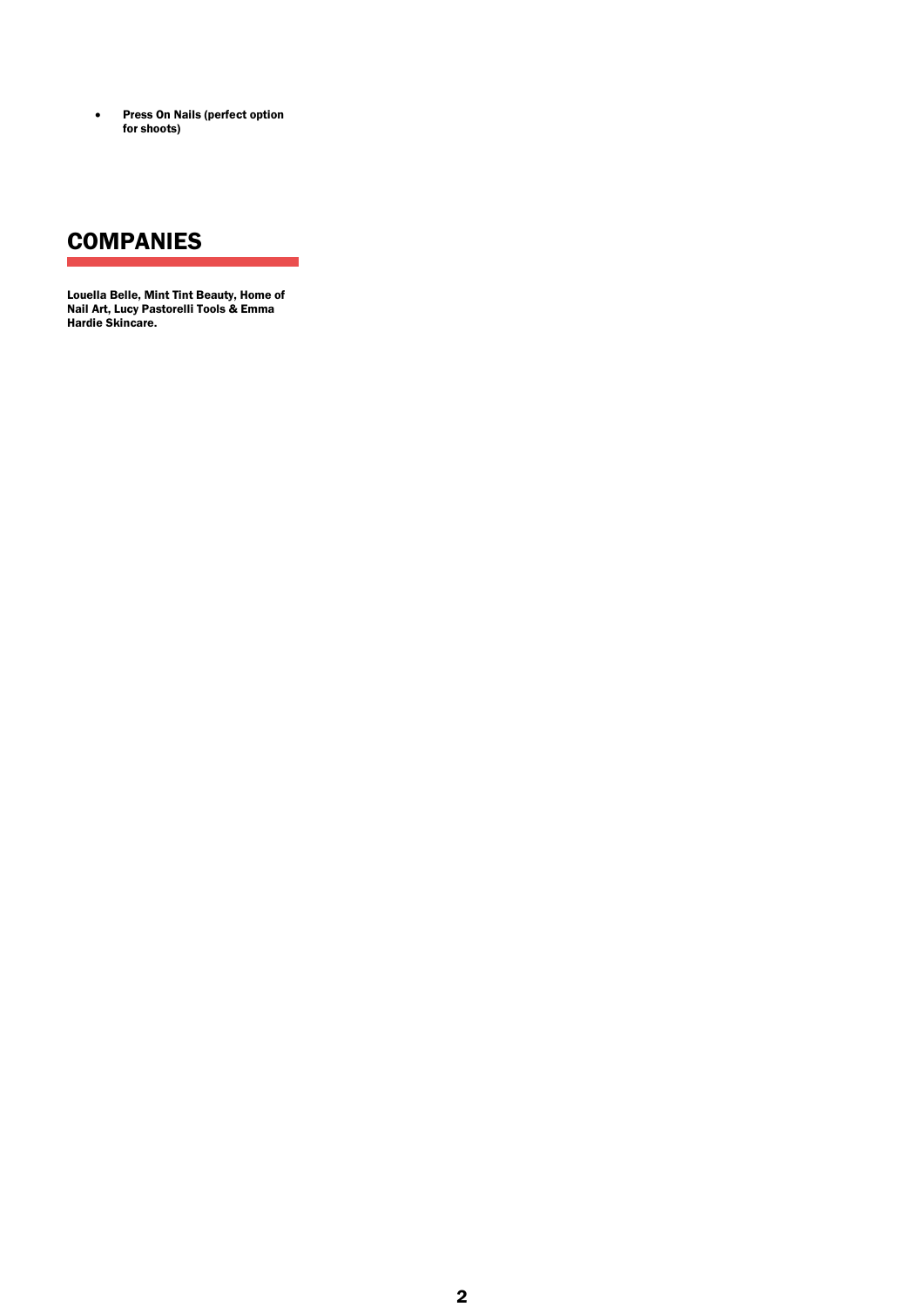- **Press On Nails (perfect option for shoots)**

## COMPANIES

**Louella Belle, Mint Tint Beauty, Home of Nail Art, Lucy Pastorelli Tools & Emma Hardie Skincare.**